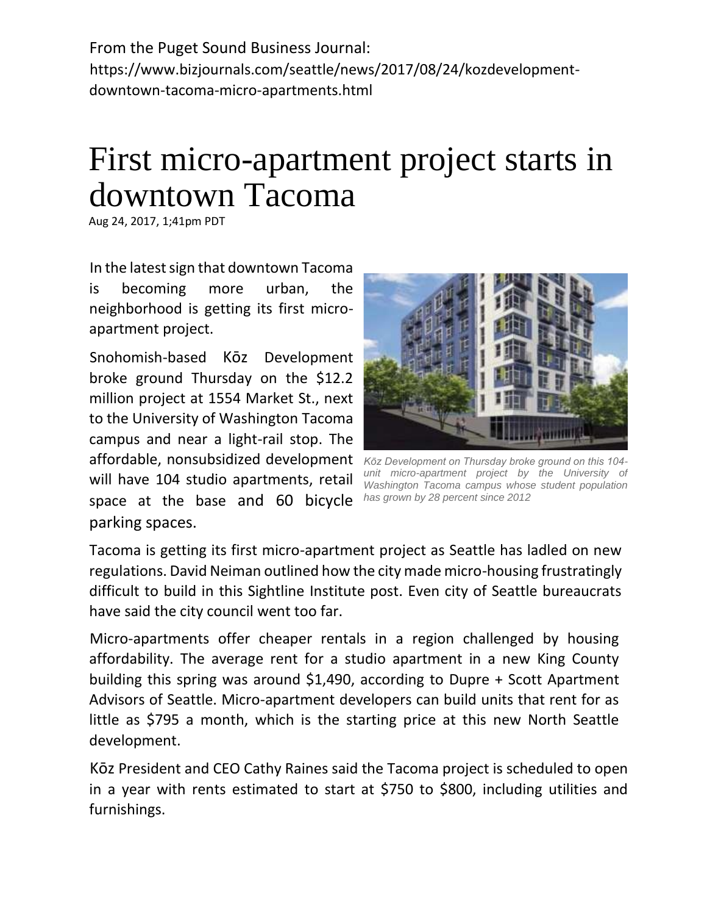From the Puget Sound Business Journal:
https://www.bizjournals.com/seattle/news/2017/08/24/kozdevelopment-downtown-tacoma-micro-apartments.html

# First micro-apartment project starts in downtown Tacoma

Aug 24, 2017, 1;41pm PDT

In the latest sign that downtown Tacoma is becoming more urban, the neighborhood is getting its first micro-apartment project.

Snohomish-based Kōz Development broke ground Thursday on the $12.2 million project at 1554 Market St., next to the University of Washington Tacoma campus and near a light-rail stop. The affordable, nonsubsidized development will have 104 studio apartments, retail space at the base and 60 bicycle parking spaces.

*Kōz Development on Thursday broke ground on this 104-unit micro-apartment project by the University of Washington Tacoma campus whose student population has grown by 28 percent since 2012*

Tacoma is getting its first micro-apartment project as Seattle has ladled on new regulations. David Neiman outlined how the city made micro-housing frustratingly difficult to build in this Sightline Institute post. Even city of Seattle bureaucrats have said the city council went too far.

Micro-apartments offer cheaper rentals in a region challenged by housing affordability. The average rent for a studio apartment in a new King County building this spring was around $1,490, according to Dupre + Scott Apartment Advisors of Seattle. Micro-apartment developers can build units that rent for as little as $795 a month, which is the starting price at this new North Seattle development.

Kōz President and CEO Cathy Raines said the Tacoma project is scheduled to open in a year with rents estimated to start at $750 to $800, including utilities and furnishings.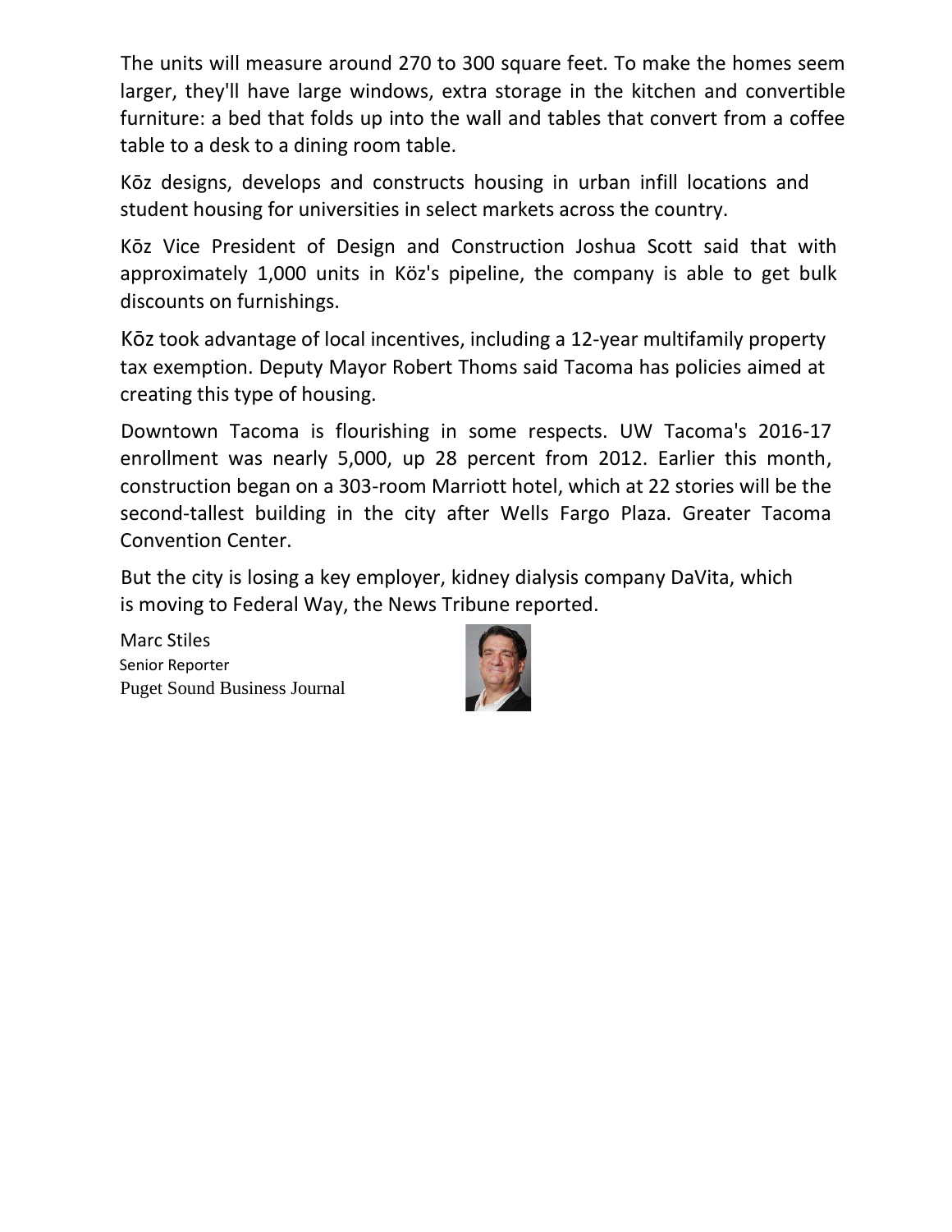The units will measure around 270 to 300 square feet. To make the homes seem larger, they'll have large windows, extra storage in the kitchen and convertible furniture: a bed that folds up into the wall and tables that convert from a coffee table to a desk to a dining room table.

Kōz designs, develops and constructs housing in urban infill locations and student housing for universities in select markets across the country.

Kōz Vice President of Design and Construction Joshua Scott said that with approximately 1,000 units in Köz's pipeline, the company is able to get bulk discounts on furnishings.

Kōz took advantage of local incentives, including a 12-year multifamily property tax exemption. Deputy Mayor Robert Thoms said Tacoma has policies aimed at creating this type of housing.

Downtown Tacoma is flourishing in some respects. UW Tacoma's 2016-17 enrollment was nearly 5,000, up 28 percent from 2012. Earlier this month, construction began on a 303-room Marriott hotel, which at 22 stories will be the second-tallest building in the city after Wells Fargo Plaza. Greater Tacoma Convention Center.

But the city is losing a key employer, kidney dialysis company DaVita, which is moving to Federal Way, the News Tribune reported.

Marc Stiles
Senior Reporter
Puget Sound Business Journal